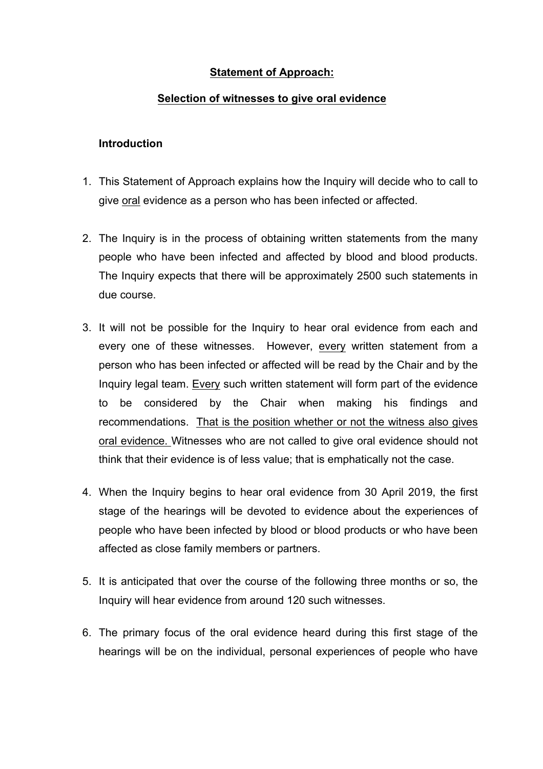**Statement of Approach:**

**Selection of witnesses to give oral evidence**

**Introduction**

1. This Statement of Approach explains how the Inquiry will decide who to call to give <u>oral</u> evidence as a person who has been infected or affected.

2. The Inquiry is in the process of obtaining written statements from the many people who have been infected and affected by blood and blood products. The Inquiry expects that there will be approximately 2500 such statements in due course.

3. It will not be possible for the Inquiry to hear oral evidence from each and every one of these witnesses. However, <u>every</u> written statement from a person who has been infected or affected will be read by the Chair and by the Inquiry legal team. <u>Every</u> such written statement will form part of the evidence to be considered by the Chair when making his findings and recommendations. <u>That is the position whether or not the witness also gives oral evidence.</u> Witnesses who are not called to give oral evidence should not think that their evidence is of less value; that is emphatically not the case.

4. When the Inquiry begins to hear oral evidence from 30 April 2019, the first stage of the hearings will be devoted to evidence about the experiences of people who have been infected by blood or blood products or who have been affected as close family members or partners.

5. It is anticipated that over the course of the following three months or so, the Inquiry will hear evidence from around 120 such witnesses.

6. The primary focus of the oral evidence heard during this first stage of the hearings will be on the individual, personal experiences of people who have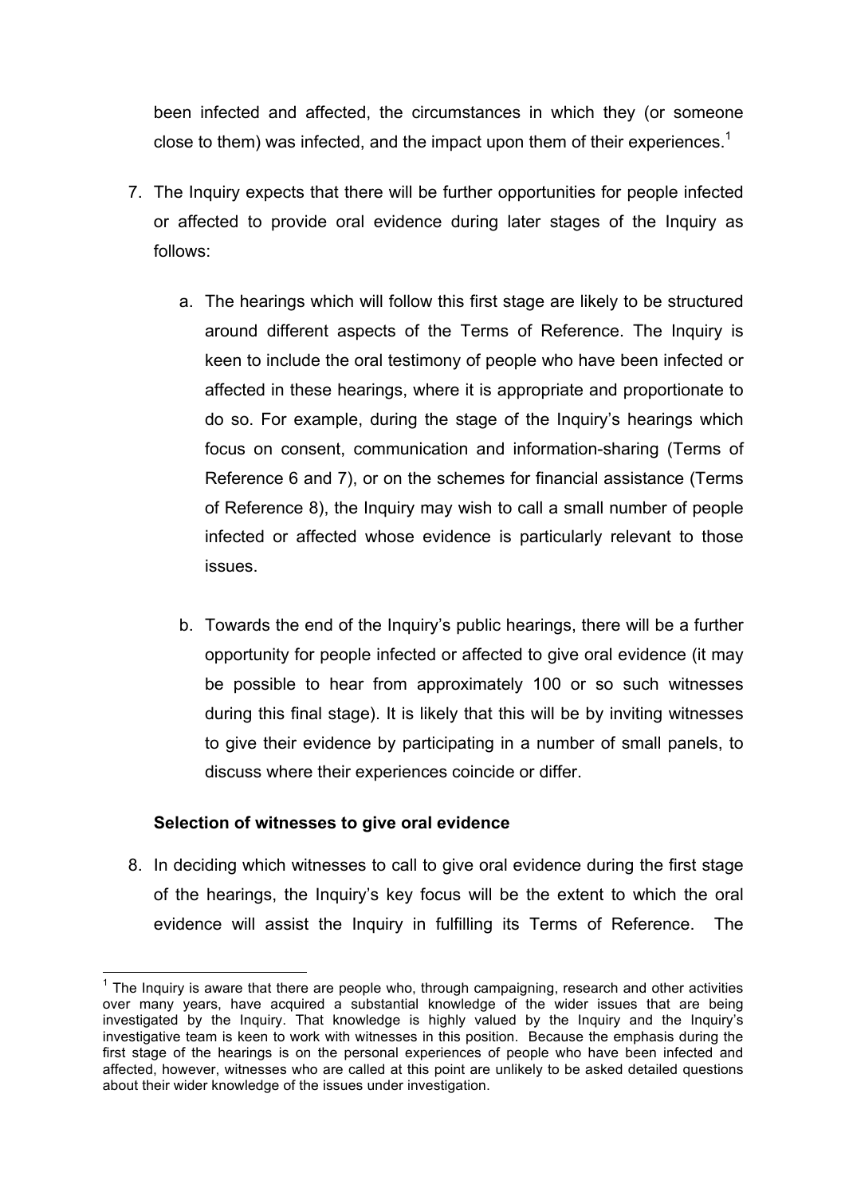been infected and affected, the circumstances in which they (or someone close to them) was infected, and the impact upon them of their experiences.[1]

7. The Inquiry expects that there will be further opportunities for people infected or affected to provide oral evidence during later stages of the Inquiry as follows:

    a. The hearings which will follow this first stage are likely to be structured around different aspects of the Terms of Reference. The Inquiry is keen to include the oral testimony of people who have been infected or affected in these hearings, where it is appropriate and proportionate to do so. For example, during the stage of the Inquiry's hearings which focus on consent, communication and information-sharing (Terms of Reference 6 and 7), or on the schemes for financial assistance (Terms of Reference 8), the Inquiry may wish to call a small number of people infected or affected whose evidence is particularly relevant to those issues.

    b. Towards the end of the Inquiry's public hearings, there will be a further opportunity for people infected or affected to give oral evidence (it may be possible to hear from approximately 100 or so such witnesses during this final stage). It is likely that this will be by inviting witnesses to give their evidence by participating in a number of small panels, to discuss where their experiences coincide or differ.

**Selection of witnesses to give oral evidence**

8. In deciding which witnesses to call to give oral evidence during the first stage of the hearings, the Inquiry's key focus will be the extent to which the oral evidence will assist the Inquiry in fulfilling its Terms of Reference. The

---

[1] The Inquiry is aware that there are people who, through campaigning, research and other activities over many years, have acquired a substantial knowledge of the wider issues that are being investigated by the Inquiry. That knowledge is highly valued by the Inquiry and the Inquiry's investigative team is keen to work with witnesses in this position. Because the emphasis during the first stage of the hearings is on the personal experiences of people who have been infected and affected, however, witnesses who are called at this point are unlikely to be asked detailed questions about their wider knowledge of the issues under investigation.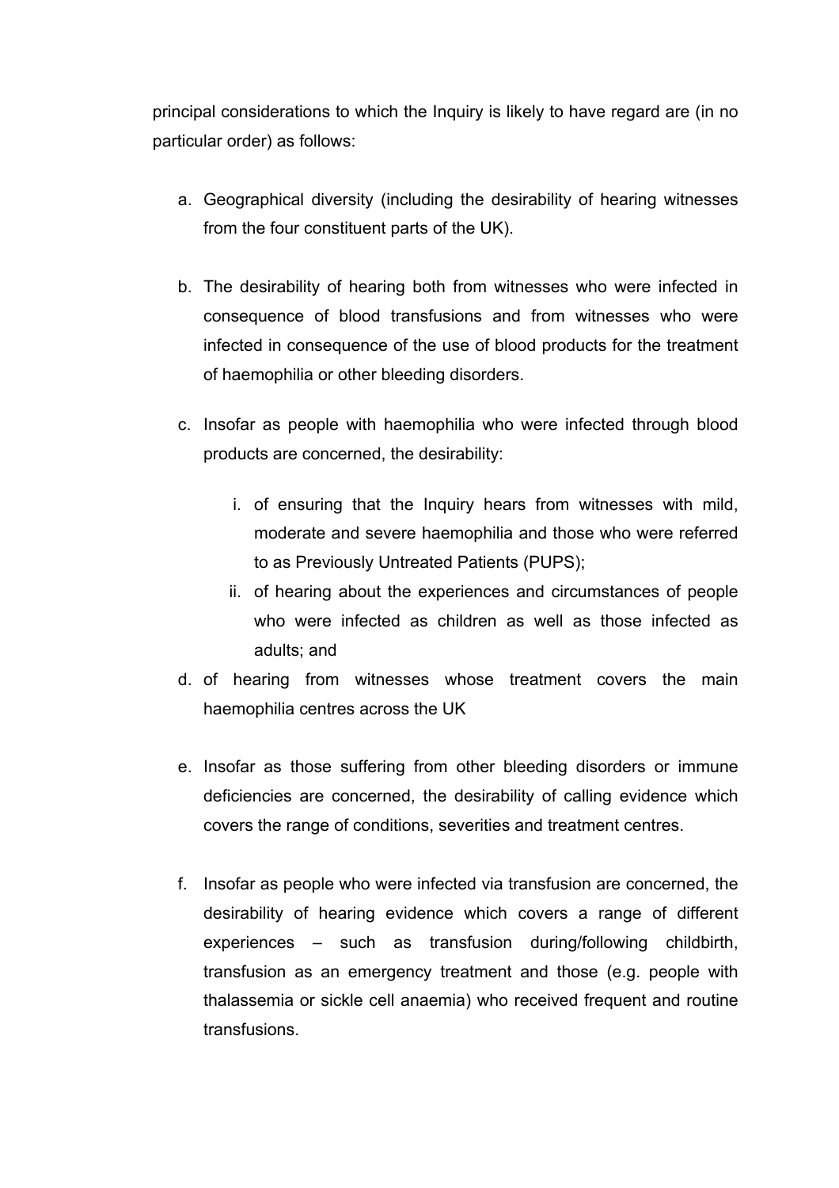principal considerations to which the Inquiry is likely to have regard are (in no particular order) as follows:

a. Geographical diversity (including the desirability of hearing witnesses from the four constituent parts of the UK).

b. The desirability of hearing both from witnesses who were infected in consequence of blood transfusions and from witnesses who were infected in consequence of the use of blood products for the treatment of haemophilia or other bleeding disorders.

c. Insofar as people with haemophilia who were infected through blood products are concerned, the desirability:

   i. of ensuring that the Inquiry hears from witnesses with mild, moderate and severe haemophilia and those who were referred to as Previously Untreated Patients (PUPS);

   ii. of hearing about the experiences and circumstances of people who were infected as children as well as those infected as adults; and

d. of hearing from witnesses whose treatment covers the main haemophilia centres across the UK

e. Insofar as those suffering from other bleeding disorders or immune deficiencies are concerned, the desirability of calling evidence which covers the range of conditions, severities and treatment centres.

f. Insofar as people who were infected via transfusion are concerned, the desirability of hearing evidence which covers a range of different experiences – such as transfusion during/following childbirth, transfusion as an emergency treatment and those (e.g. people with thalassemia or sickle cell anaemia) who received frequent and routine transfusions.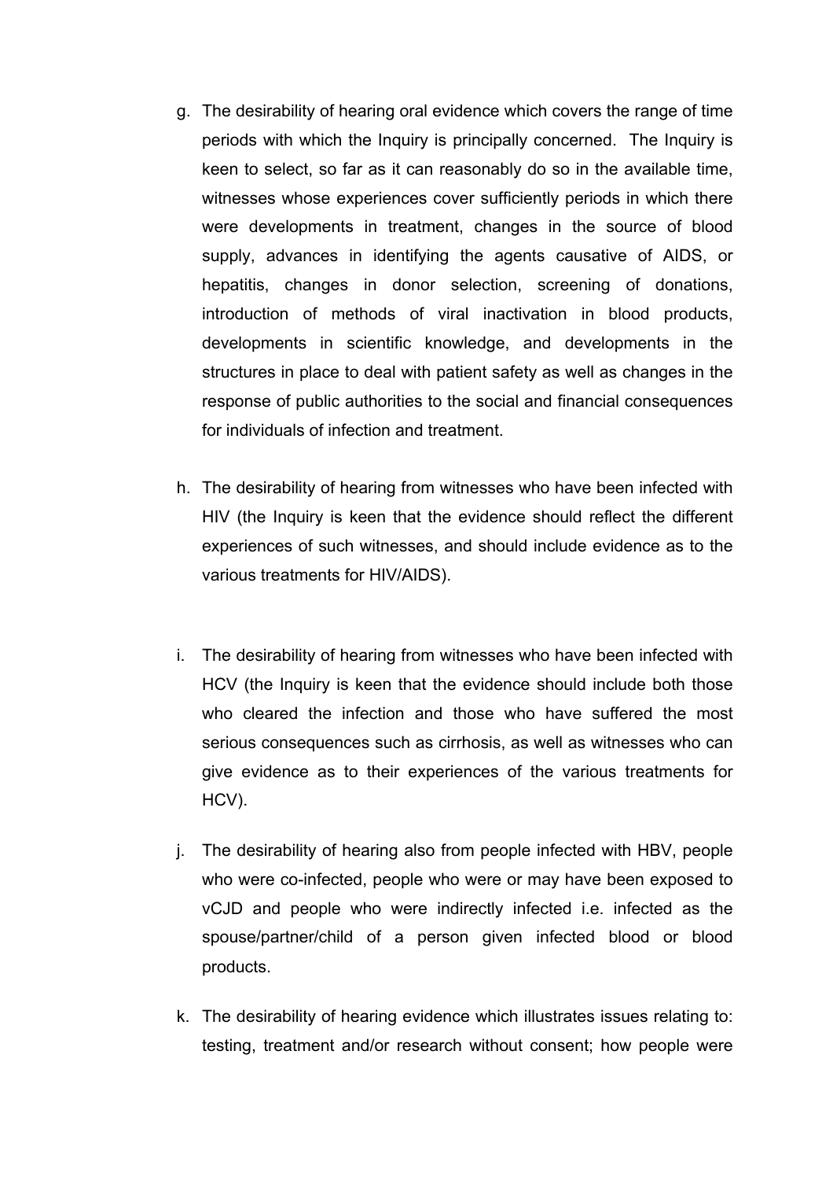g. The desirability of hearing oral evidence which covers the range of time periods with which the Inquiry is principally concerned. The Inquiry is keen to select, so far as it can reasonably do so in the available time, witnesses whose experiences cover sufficiently periods in which there were developments in treatment, changes in the source of blood supply, advances in identifying the agents causative of AIDS, or hepatitis, changes in donor selection, screening of donations, introduction of methods of viral inactivation in blood products, developments in scientific knowledge, and developments in the structures in place to deal with patient safety as well as changes in the response of public authorities to the social and financial consequences for individuals of infection and treatment.

h. The desirability of hearing from witnesses who have been infected with HIV (the Inquiry is keen that the evidence should reflect the different experiences of such witnesses, and should include evidence as to the various treatments for HIV/AIDS).

i. The desirability of hearing from witnesses who have been infected with HCV (the Inquiry is keen that the evidence should include both those who cleared the infection and those who have suffered the most serious consequences such as cirrhosis, as well as witnesses who can give evidence as to their experiences of the various treatments for HCV).

j. The desirability of hearing also from people infected with HBV, people who were co-infected, people who were or may have been exposed to vCJD and people who were indirectly infected i.e. infected as the spouse/partner/child of a person given infected blood or blood products.

k. The desirability of hearing evidence which illustrates issues relating to: testing, treatment and/or research without consent; how people were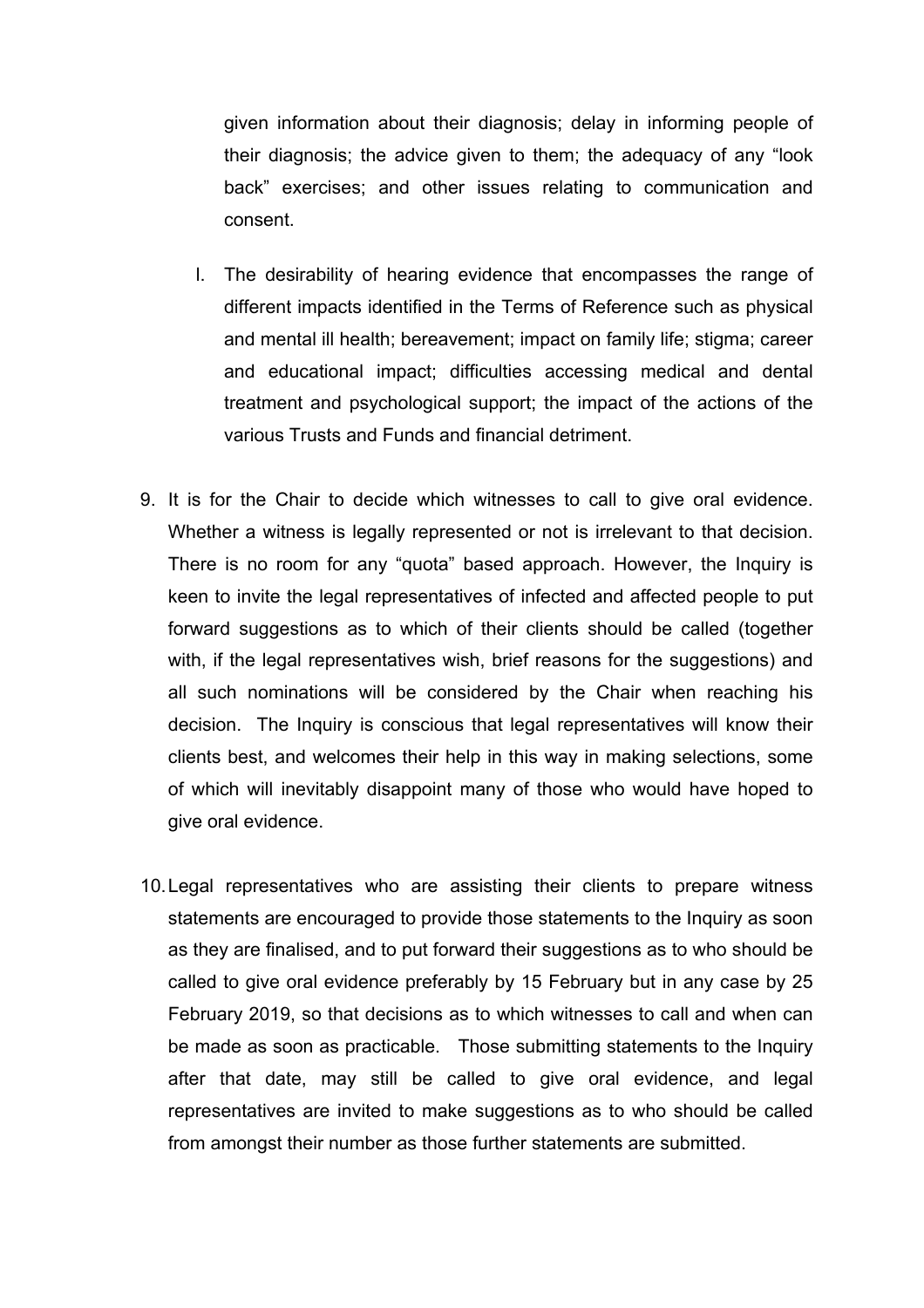given information about their diagnosis; delay in informing people of their diagnosis; the advice given to them; the adequacy of any "look back" exercises; and other issues relating to communication and consent.

l. The desirability of hearing evidence that encompasses the range of different impacts identified in the Terms of Reference such as physical and mental ill health; bereavement; impact on family life; stigma; career and educational impact; difficulties accessing medical and dental treatment and psychological support; the impact of the actions of the various Trusts and Funds and financial detriment.

9. It is for the Chair to decide which witnesses to call to give oral evidence. Whether a witness is legally represented or not is irrelevant to that decision. There is no room for any "quota" based approach. However, the Inquiry is keen to invite the legal representatives of infected and affected people to put forward suggestions as to which of their clients should be called (together with, if the legal representatives wish, brief reasons for the suggestions) and all such nominations will be considered by the Chair when reaching his decision. The Inquiry is conscious that legal representatives will know their clients best, and welcomes their help in this way in making selections, some of which will inevitably disappoint many of those who would have hoped to give oral evidence.

10. Legal representatives who are assisting their clients to prepare witness statements are encouraged to provide those statements to the Inquiry as soon as they are finalised, and to put forward their suggestions as to who should be called to give oral evidence preferably by 15 February but in any case by 25 February 2019, so that decisions as to which witnesses to call and when can be made as soon as practicable. Those submitting statements to the Inquiry after that date, may still be called to give oral evidence, and legal representatives are invited to make suggestions as to who should be called from amongst their number as those further statements are submitted.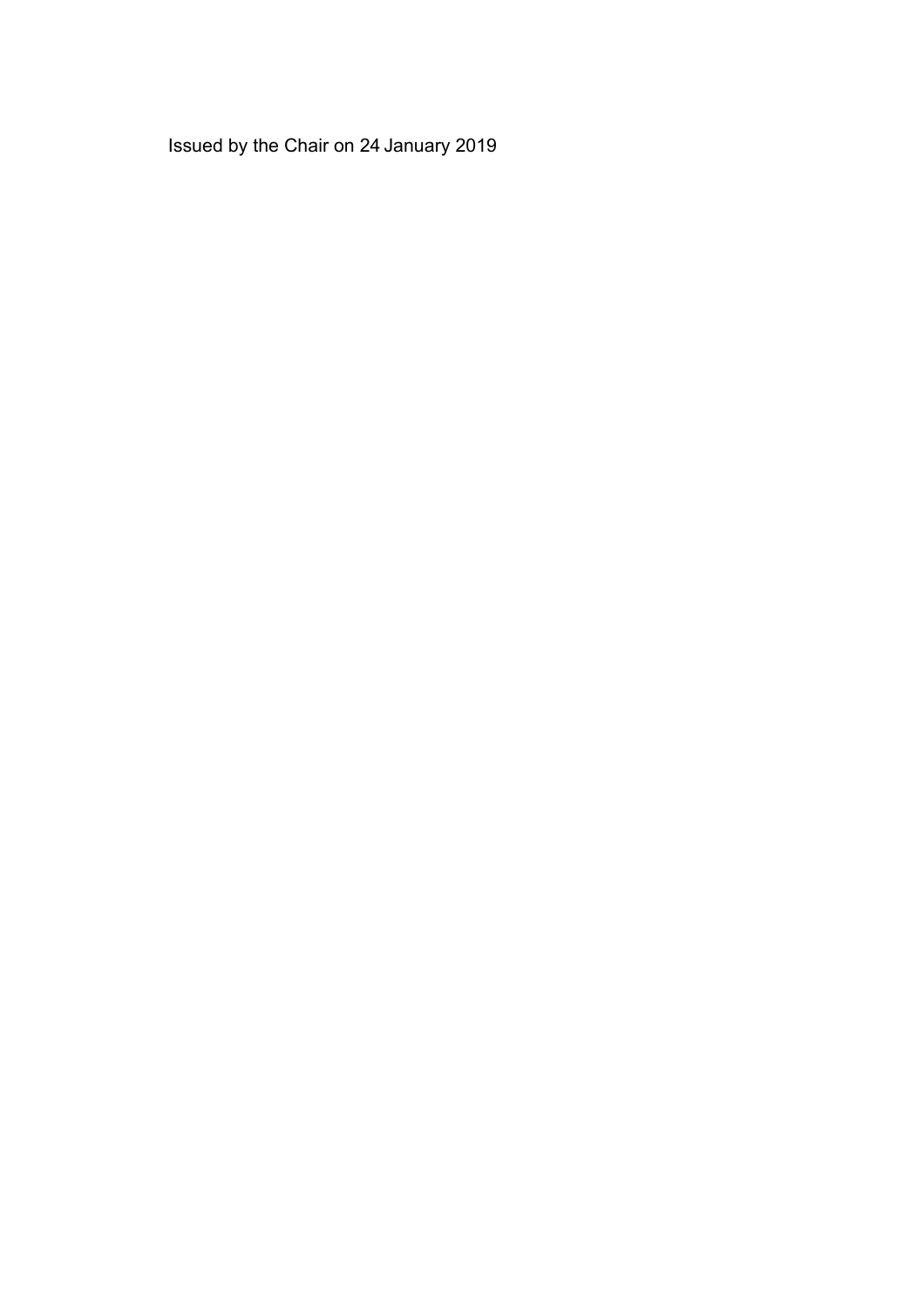Issued by the Chair on 24 January 2019